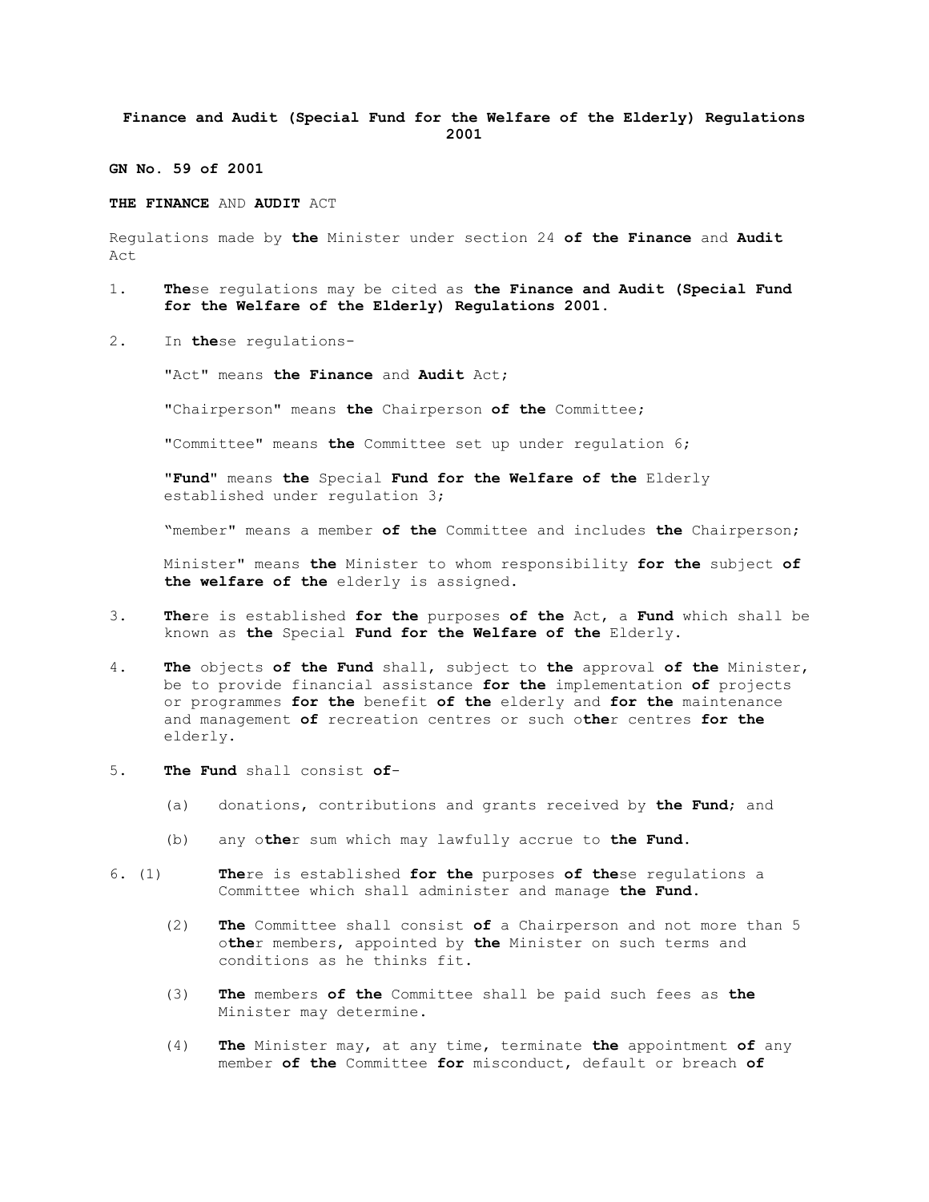**Finance and Audit (Special Fund for the Welfare of the Elderly) Regulations 2001**

**GN No. 59 of 2001**

**THE FINANCE** AND **AUDIT** ACT

Regulations made by **the** Minister under section 24 **of the Finance** and **Audit** Act

1. **The**se regulations may be cited as **the Finance and Audit (Special Fund for the Welfare of the Elderly) Regulations 2001.**

2. In **the**se regulations-

   "Act" means **the Finance** and **Audit** Act;

   "Chairperson" means **the** Chairperson **of the** Committee;

   "Committee" means **the** Committee set up under regulation 6;

   "**Fund**" means **the** Special **Fund for the Welfare of the** Elderly established under regulation 3;

   "member" means a member **of the** Committee and includes **the** Chairperson;

   Minister" means **the** Minister to whom responsibility **for the** subject **of the welfare of the** elderly is assigned.

3. **The**re is established **for the** purposes **of the** Act, a **Fund** which shall be known as **the** Special **Fund for the Welfare of the** Elderly.

4. **The** objects **of the Fund** shall, subject to **the** approval **of the** Minister, be to provide financial assistance **for the** implementation **of** projects or programmes **for the** benefit **of the** elderly and **for the** maintenance and management **of** recreation centres or such o**the**r centres **for the** elderly.

5. **The Fund** shall consist **of**-

   (a) donations, contributions and grants received by **the Fund**; and

   (b) any o**the**r sum which may lawfully accrue to **the Fund.**

6. (1) **The**re is established **for the** purposes **of the**se regulations a Committee which shall administer and manage **the Fund.**

   (2) **The** Committee shall consist **of** a Chairperson and not more than 5 o**the**r members, appointed by **the** Minister on such terms and conditions as he thinks fit.

   (3) **The** members **of the** Committee shall be paid such fees as **the** Minister may determine.

   (4) **The** Minister may, at any time, terminate **the** appointment **of** any member **of the** Committee **for** misconduct, default or breach **of**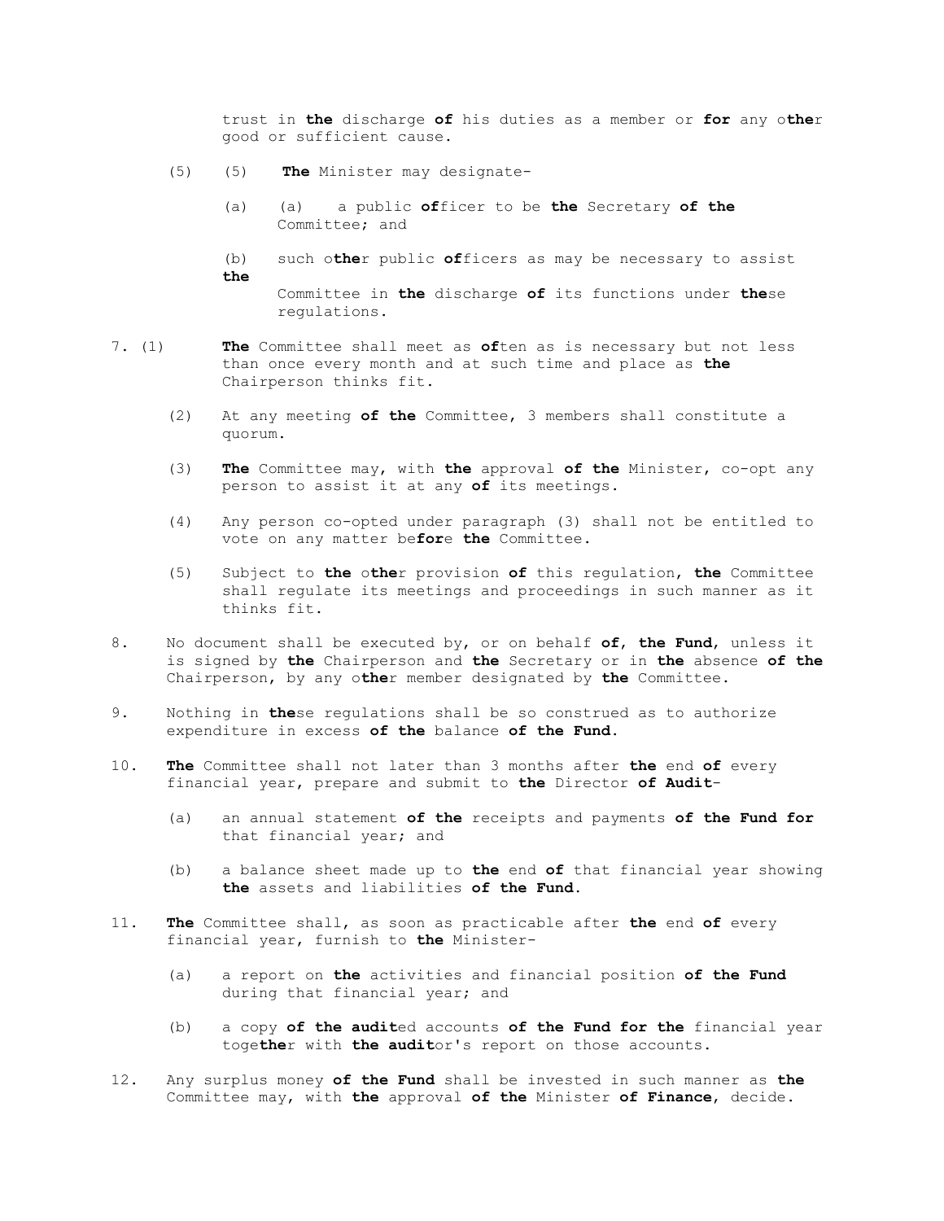trust in the discharge of his duties as a member or for any other good or sufficient cause.

(5) (5) The Minister may designate-

(a) (a) a public officer to be the Secretary of the Committee; and

(b) such other public officers as may be necessary to assist the Committee in the discharge of its functions under these regulations.

7. (1) The Committee shall meet as often as is necessary but not less than once every month and at such time and place as the Chairperson thinks fit.

(2) At any meeting of the Committee, 3 members shall constitute a quorum.

(3) The Committee may, with the approval of the Minister, co-opt any person to assist it at any of its meetings.

(4) Any person co-opted under paragraph (3) shall not be entitled to vote on any matter before the Committee.

(5) Subject to the other provision of this regulation, the Committee shall regulate its meetings and proceedings in such manner as it thinks fit.

8. No document shall be executed by, or on behalf of, the Fund, unless it is signed by the Chairperson and the Secretary or in the absence of the Chairperson, by any other member designated by the Committee.

9. Nothing in these regulations shall be so construed as to authorize expenditure in excess of the balance of the Fund.

10. The Committee shall not later than 3 months after the end of every financial year, prepare and submit to the Director of Audit-

(a) an annual statement of the receipts and payments of the Fund for that financial year; and

(b) a balance sheet made up to the end of that financial year showing the assets and liabilities of the Fund.

11. The Committee shall, as soon as practicable after the end of every financial year, furnish to the Minister-

(a) a report on the activities and financial position of the Fund during that financial year; and

(b) a copy of the audited accounts of the Fund for the financial year together with the auditor's report on those accounts.

12. Any surplus money of the Fund shall be invested in such manner as the Committee may, with the approval of the Minister of Finance, decide.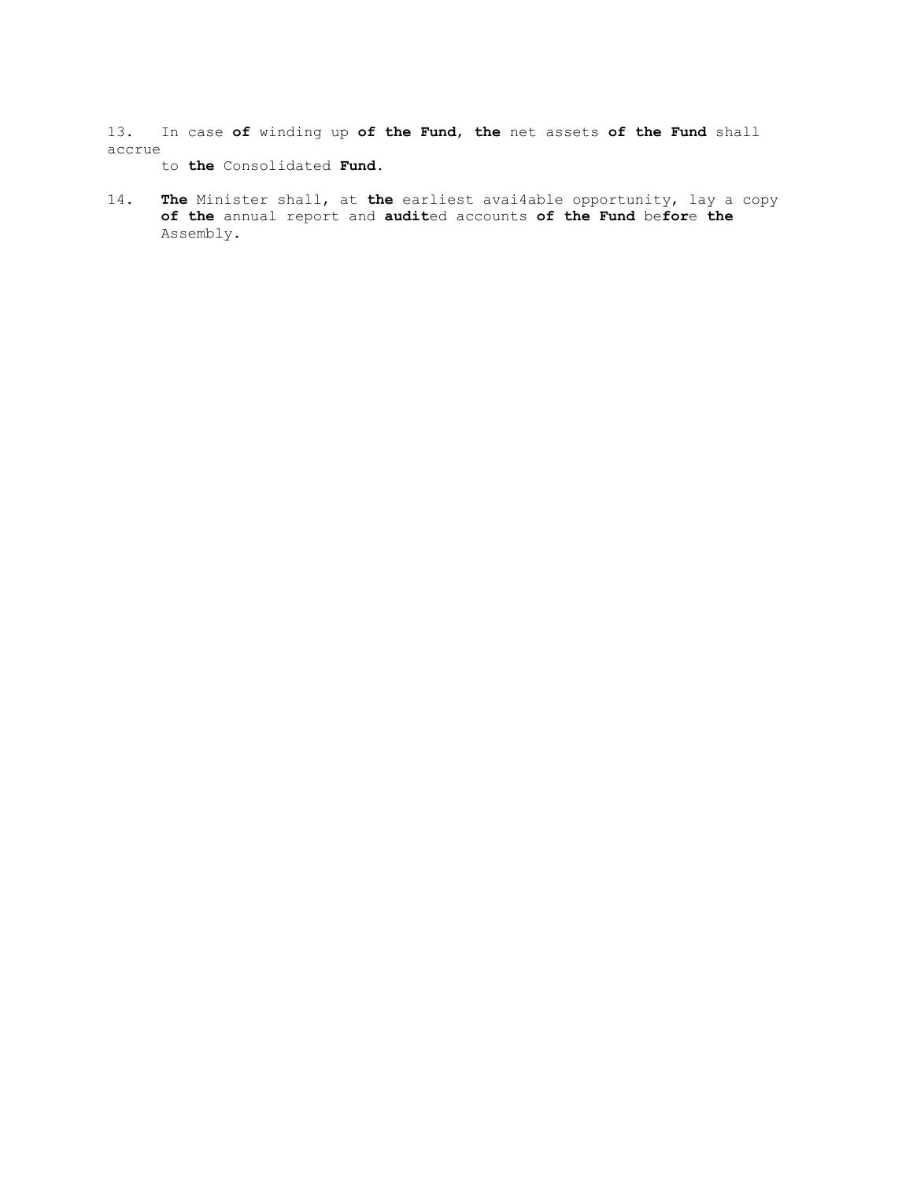13. In case **of** winding up **of the Fund**, **the** net assets **of the Fund** shall accrue to **the** Consolidated **Fund**.

14. **The** Minister shall, at **the** earliest avai4able opportunity, lay a copy **of the** annual report and **audit**ed accounts **of the Fund** be**for**e **the** Assembly.